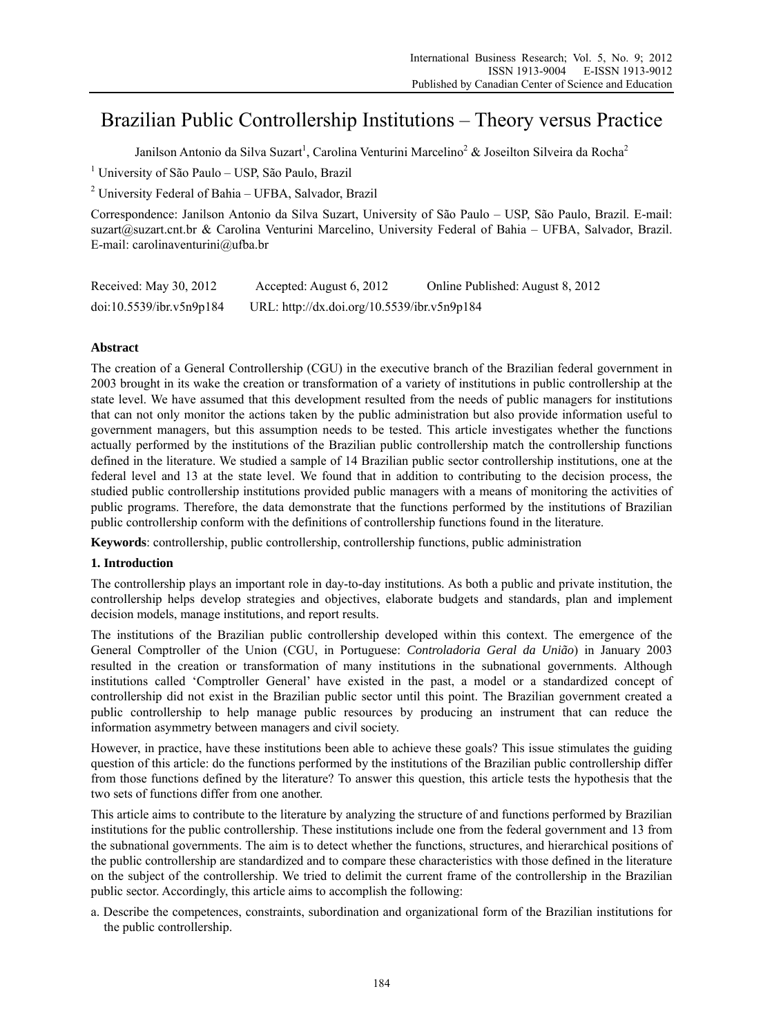# Brazilian Public Controllership Institutions – Theory versus Practice

Janilson Antonio da Silva Suzart[1], Carolina Venturini Marcelino[2] & Joseilton Silveira da Rocha[2]

[1] University of São Paulo – USP, São Paulo, Brazil

[2] University Federal of Bahia – UFBA, Salvador, Brazil

Correspondence: Janilson Antonio da Silva Suzart, University of São Paulo – USP, São Paulo, Brazil. E-mail: suzart@suzart.cnt.br & Carolina Venturini Marcelino, University Federal of Bahia – UFBA, Salvador, Brazil. E-mail: carolinaventurini@ufba.br

Received: May 30, 2012  Accepted: August 6, 2012  Online Published: August 8, 2012

doi:10.5539/ibr.v5n9p184  URL: http://dx.doi.org/10.5539/ibr.v5n9p184

## Abstract

The creation of a General Controllership (CGU) in the executive branch of the Brazilian federal government in 2003 brought in its wake the creation or transformation of a variety of institutions in public controllership at the state level. We have assumed that this development resulted from the needs of public managers for institutions that can not only monitor the actions taken by the public administration but also provide information useful to government managers, but this assumption needs to be tested. This article investigates whether the functions actually performed by the institutions of the Brazilian public controllership match the controllership functions defined in the literature. We studied a sample of 14 Brazilian public sector controllership institutions, one at the federal level and 13 at the state level. We found that in addition to contributing to the decision process, the studied public controllership institutions provided public managers with a means of monitoring the activities of public programs. Therefore, the data demonstrate that the functions performed by the institutions of Brazilian public controllership conform with the definitions of controllership functions found in the literature.

**Keywords**: controllership, public controllership, controllership functions, public administration

## 1. Introduction

The controllership plays an important role in day-to-day institutions. As both a public and private institution, the controllership helps develop strategies and objectives, elaborate budgets and standards, plan and implement decision models, manage institutions, and report results.

The institutions of the Brazilian public controllership developed within this context. The emergence of the General Comptroller of the Union (CGU, in Portuguese: *Controladoria Geral da União*) in January 2003 resulted in the creation or transformation of many institutions in the subnational governments. Although institutions called 'Comptroller General' have existed in the past, a model or a standardized concept of controllership did not exist in the Brazilian public sector until this point. The Brazilian government created a public controllership to help manage public resources by producing an instrument that can reduce the information asymmetry between managers and civil society.

However, in practice, have these institutions been able to achieve these goals? This issue stimulates the guiding question of this article: do the functions performed by the institutions of the Brazilian public controllership differ from those functions defined by the literature? To answer this question, this article tests the hypothesis that the two sets of functions differ from one another.

This article aims to contribute to the literature by analyzing the structure of and functions performed by Brazilian institutions for the public controllership. These institutions include one from the federal government and 13 from the subnational governments. The aim is to detect whether the functions, structures, and hierarchical positions of the public controllership are standardized and to compare these characteristics with those defined in the literature on the subject of the controllership. We tried to delimit the current frame of the controllership in the Brazilian public sector. Accordingly, this article aims to accomplish the following:

a. Describe the competences, constraints, subordination and organizational form of the Brazilian institutions for the public controllership.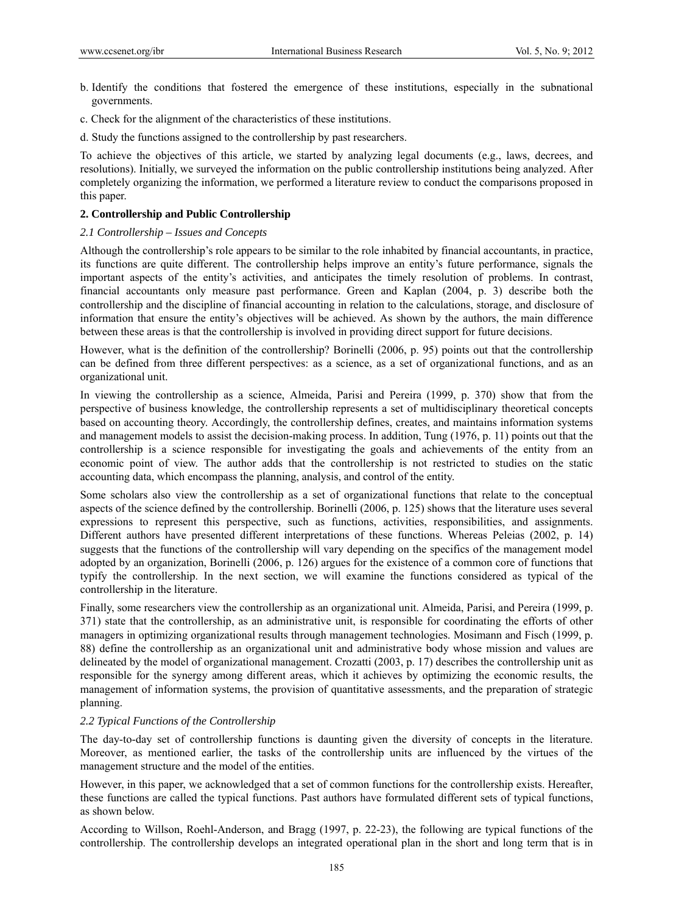b. Identify the conditions that fostered the emergence of these institutions, especially in the subnational governments.

c. Check for the alignment of the characteristics of these institutions.

d. Study the functions assigned to the controllership by past researchers.

To achieve the objectives of this article, we started by analyzing legal documents (e.g., laws, decrees, and resolutions). Initially, we surveyed the information on the public controllership institutions being analyzed. After completely organizing the information, we performed a literature review to conduct the comparisons proposed in this paper.

## 2. Controllership and Public Controllership

### *2.1 Controllership – Issues and Concepts*

Although the controllership's role appears to be similar to the role inhabited by financial accountants, in practice, its functions are quite different. The controllership helps improve an entity's future performance, signals the important aspects of the entity's activities, and anticipates the timely resolution of problems. In contrast, financial accountants only measure past performance. Green and Kaplan (2004, p. 3) describe both the controllership and the discipline of financial accounting in relation to the calculations, storage, and disclosure of information that ensure the entity's objectives will be achieved. As shown by the authors, the main difference between these areas is that the controllership is involved in providing direct support for future decisions.

However, what is the definition of the controllership? Borinelli (2006, p. 95) points out that the controllership can be defined from three different perspectives: as a science, as a set of organizational functions, and as an organizational unit.

In viewing the controllership as a science, Almeida, Parisi and Pereira (1999, p. 370) show that from the perspective of business knowledge, the controllership represents a set of multidisciplinary theoretical concepts based on accounting theory. Accordingly, the controllership defines, creates, and maintains information systems and management models to assist the decision-making process. In addition, Tung (1976, p. 11) points out that the controllership is a science responsible for investigating the goals and achievements of the entity from an economic point of view. The author adds that the controllership is not restricted to studies on the static accounting data, which encompass the planning, analysis, and control of the entity.

Some scholars also view the controllership as a set of organizational functions that relate to the conceptual aspects of the science defined by the controllership. Borinelli (2006, p. 125) shows that the literature uses several expressions to represent this perspective, such as functions, activities, responsibilities, and assignments. Different authors have presented different interpretations of these functions. Whereas Peleias (2002, p. 14) suggests that the functions of the controllership will vary depending on the specifics of the management model adopted by an organization, Borinelli (2006, p. 126) argues for the existence of a common core of functions that typify the controllership. In the next section, we will examine the functions considered as typical of the controllership in the literature.

Finally, some researchers view the controllership as an organizational unit. Almeida, Parisi, and Pereira (1999, p. 371) state that the controllership, as an administrative unit, is responsible for coordinating the efforts of other managers in optimizing organizational results through management technologies. Mosimann and Fisch (1999, p. 88) define the controllership as an organizational unit and administrative body whose mission and values are delineated by the model of organizational management. Crozatti (2003, p. 17) describes the controllership unit as responsible for the synergy among different areas, which it achieves by optimizing the economic results, the management of information systems, the provision of quantitative assessments, and the preparation of strategic planning.

### *2.2 Typical Functions of the Controllership*

The day-to-day set of controllership functions is daunting given the diversity of concepts in the literature. Moreover, as mentioned earlier, the tasks of the controllership units are influenced by the virtues of the management structure and the model of the entities.

However, in this paper, we acknowledged that a set of common functions for the controllership exists. Hereafter, these functions are called the typical functions. Past authors have formulated different sets of typical functions, as shown below.

According to Willson, Roehl-Anderson, and Bragg (1997, p. 22-23), the following are typical functions of the controllership. The controllership develops an integrated operational plan in the short and long term that is in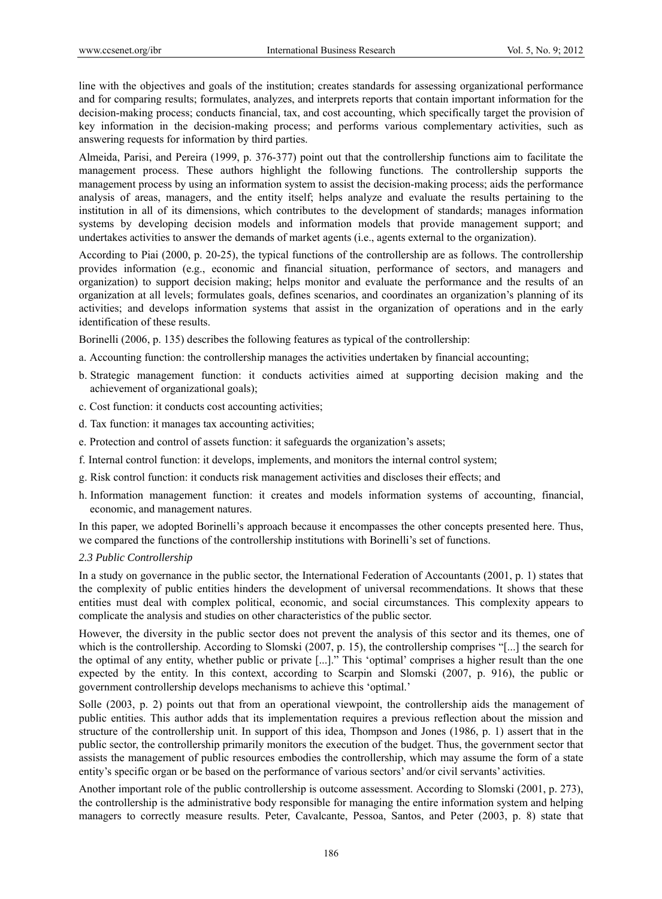line with the objectives and goals of the institution; creates standards for assessing organizational performance and for comparing results; formulates, analyzes, and interprets reports that contain important information for the decision-making process; conducts financial, tax, and cost accounting, which specifically target the provision of key information in the decision-making process; and performs various complementary activities, such as answering requests for information by third parties.

Almeida, Parisi, and Pereira (1999, p. 376-377) point out that the controllership functions aim to facilitate the management process. These authors highlight the following functions. The controllership supports the management process by using an information system to assist the decision-making process; aids the performance analysis of areas, managers, and the entity itself; helps analyze and evaluate the results pertaining to the institution in all of its dimensions, which contributes to the development of standards; manages information systems by developing decision models and information models that provide management support; and undertakes activities to answer the demands of market agents (i.e., agents external to the organization).

According to Piai (2000, p. 20-25), the typical functions of the controllership are as follows. The controllership provides information (e.g., economic and financial situation, performance of sectors, and managers and organization) to support decision making; helps monitor and evaluate the performance and the results of an organization at all levels; formulates goals, defines scenarios, and coordinates an organization's planning of its activities; and develops information systems that assist in the organization of operations and in the early identification of these results.

Borinelli (2006, p. 135) describes the following features as typical of the controllership:

a. Accounting function: the controllership manages the activities undertaken by financial accounting;
b. Strategic management function: it conducts activities aimed at supporting decision making and the achievement of organizational goals);
c. Cost function: it conducts cost accounting activities;
d. Tax function: it manages tax accounting activities;
e. Protection and control of assets function: it safeguards the organization's assets;
f. Internal control function: it develops, implements, and monitors the internal control system;
g. Risk control function: it conducts risk management activities and discloses their effects; and
h. Information management function: it creates and models information systems of accounting, financial, economic, and management natures.

In this paper, we adopted Borinelli's approach because it encompasses the other concepts presented here. Thus, we compared the functions of the controllership institutions with Borinelli's set of functions.

### *2.3 Public Controllership*

In a study on governance in the public sector, the International Federation of Accountants (2001, p. 1) states that the complexity of public entities hinders the development of universal recommendations. It shows that these entities must deal with complex political, economic, and social circumstances. This complexity appears to complicate the analysis and studies on other characteristics of the public sector.

However, the diversity in the public sector does not prevent the analysis of this sector and its themes, one of which is the controllership. According to Slomski (2007, p. 15), the controllership comprises "[...] the search for the optimal of any entity, whether public or private [...]." This 'optimal' comprises a higher result than the one expected by the entity. In this context, according to Scarpin and Slomski (2007, p. 916), the public or government controllership develops mechanisms to achieve this 'optimal.'

Solle (2003, p. 2) points out that from an operational viewpoint, the controllership aids the management of public entities. This author adds that its implementation requires a previous reflection about the mission and structure of the controllership unit. In support of this idea, Thompson and Jones (1986, p. 1) assert that in the public sector, the controllership primarily monitors the execution of the budget. Thus, the government sector that assists the management of public resources embodies the controllership, which may assume the form of a state entity's specific organ or be based on the performance of various sectors' and/or civil servants' activities.

Another important role of the public controllership is outcome assessment. According to Slomski (2001, p. 273), the controllership is the administrative body responsible for managing the entire information system and helping managers to correctly measure results. Peter, Cavalcante, Pessoa, Santos, and Peter (2003, p. 8) state that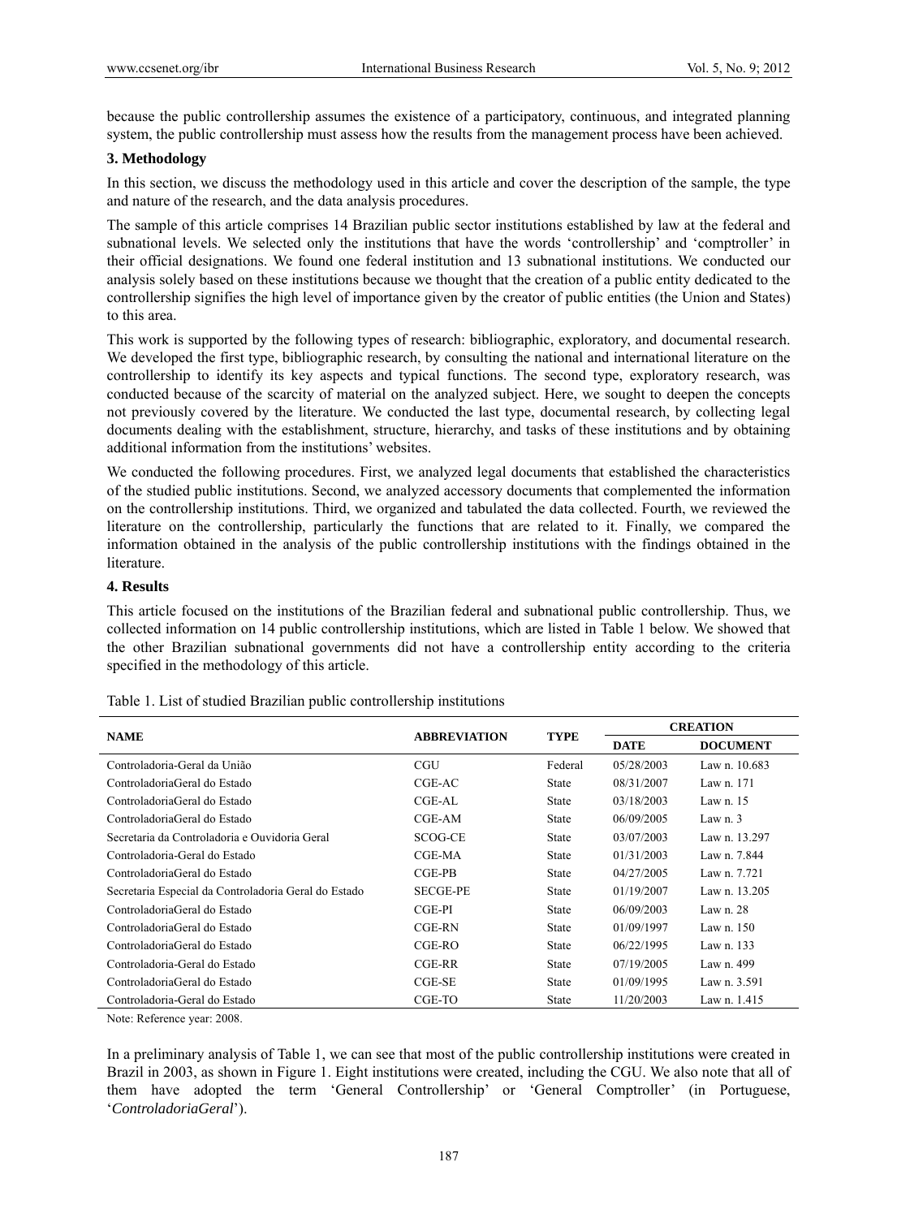because the public controllership assumes the existence of a participatory, continuous, and integrated planning system, the public controllership must assess how the results from the management process have been achieved.

## 3. Methodology

In this section, we discuss the methodology used in this article and cover the description of the sample, the type and nature of the research, and the data analysis procedures.

The sample of this article comprises 14 Brazilian public sector institutions established by law at the federal and subnational levels. We selected only the institutions that have the words 'controllership' and 'comptroller' in their official designations. We found one federal institution and 13 subnational institutions. We conducted our analysis solely based on these institutions because we thought that the creation of a public entity dedicated to the controllership signifies the high level of importance given by the creator of public entities (the Union and States) to this area.

This work is supported by the following types of research: bibliographic, exploratory, and documental research. We developed the first type, bibliographic research, by consulting the national and international literature on the controllership to identify its key aspects and typical functions. The second type, exploratory research, was conducted because of the scarcity of material on the analyzed subject. Here, we sought to deepen the concepts not previously covered by the literature. We conducted the last type, documental research, by collecting legal documents dealing with the establishment, structure, hierarchy, and tasks of these institutions and by obtaining additional information from the institutions' websites.

We conducted the following procedures. First, we analyzed legal documents that established the characteristics of the studied public institutions. Second, we analyzed accessory documents that complemented the information on the controllership institutions. Third, we organized and tabulated the data collected. Fourth, we reviewed the literature on the controllership, particularly the functions that are related to it. Finally, we compared the information obtained in the analysis of the public controllership institutions with the findings obtained in the literature.

## 4. Results

This article focused on the institutions of the Brazilian federal and subnational public controllership. Thus, we collected information on 14 public controllership institutions, which are listed in Table 1 below. We showed that the other Brazilian subnational governments did not have a controllership entity according to the criteria specified in the methodology of this article.

Table 1. List of studied Brazilian public controllership institutions

| NAME | ABBREVIATION | TYPE | CREATION | |
|---|---|---|---|---|
| | | | DATE | DOCUMENT |
| Controladoria-Geral da União | CGU | Federal | 05/28/2003 | Law n. 10.683 |
| ControladoriaGeral do Estado | CGE-AC | State | 08/31/2007 | Law n. 171 |
| ControladoriaGeral do Estado | CGE-AL | State | 03/18/2003 | Law n. 15 |
| ControladoriaGeral do Estado | CGE-AM | State | 06/09/2005 | Law n. 3 |
| Secretaria da Controladoria e Ouvidoria Geral | SCOG-CE | State | 03/07/2003 | Law n. 13.297 |
| Controladoria-Geral do Estado | CGE-MA | State | 01/31/2003 | Law n. 7.844 |
| ControladoriaGeral do Estado | CGE-PB | State | 04/27/2005 | Law n. 7.721 |
| Secretaria Especial da Controladoria Geral do Estado | SECGE-PE | State | 01/19/2007 | Law n. 13.205 |
| ControladoriaGeral do Estado | CGE-PI | State | 06/09/2003 | Law n. 28 |
| ControladoriaGeral do Estado | CGE-RN | State | 01/09/1997 | Law n. 150 |
| ControladoriaGeral do Estado | CGE-RO | State | 06/22/1995 | Law n. 133 |
| Controladoria-Geral do Estado | CGE-RR | State | 07/19/2005 | Law n. 499 |
| ControladoriaGeral do Estado | CGE-SE | State | 01/09/1995 | Law n. 3.591 |
| Controladoria-Geral do Estado | CGE-TO | State | 11/20/2003 | Law n. 1.415 |

Note: Reference year: 2008.

In a preliminary analysis of Table 1, we can see that most of the public controllership institutions were created in Brazil in 2003, as shown in Figure 1. Eight institutions were created, including the CGU. We also note that all of them have adopted the term 'General Controllership' or 'General Comptroller' (in Portuguese, '*ControladoriaGeral*').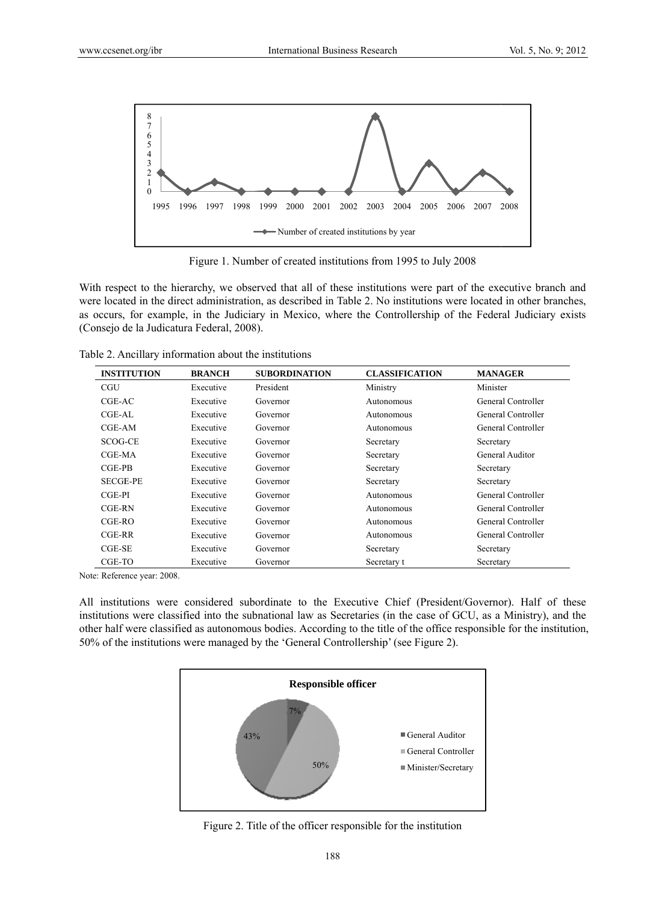Figure 1. Number of created institutions from 1995 to July 2008

With respect to the hierarchy, we observed that all of these institutions were part of the executive branch and were located in the direct administration, as described in Table 2. No institutions were located in other branches, as occurs, for example, in the Judiciary in Mexico, where the Controllership of the Federal Judiciary exists (Consejo de la Judicatura Federal, 2008).

Table 2. Ancillary information about the institutions

| INSTITUTION | BRANCH | SUBORDINATION | CLASSIFICATION | MANAGER |
|---|---|---|---|---|
| CGU | Executive | President | Ministry | Minister |
| CGE-AC | Executive | Governor | Autonomous | General Controller |
| CGE-AL | Executive | Governor | Autonomous | General Controller |
| CGE-AM | Executive | Governor | Autonomous | General Controller |
| SCOG-CE | Executive | Governor | Secretary | Secretary |
| CGE-MA | Executive | Governor | Secretary | General Auditor |
| CGE-PB | Executive | Governor | Secretary | Secretary |
| SECGE-PE | Executive | Governor | Secretary | Secretary |
| CGE-PI | Executive | Governor | Autonomous | General Controller |
| CGE-RN | Executive | Governor | Autonomous | General Controller |
| CGE-RO | Executive | Governor | Autonomous | General Controller |
| CGE-RR | Executive | Governor | Autonomous | General Controller |
| CGE-SE | Executive | Governor | Secretary | Secretary |
| CGE-TO | Executive | Governor | Secretary t | Secretary |

Note: Reference year: 2008.

All institutions were considered subordinate to the Executive Chief (President/Governor). Half of these institutions were classified into the subnational law as Secretaries (in the case of GCU, as a Ministry), and the other half were classified as autonomous bodies. According to the title of the office responsible for the institution, 50% of the institutions were managed by the 'General Controllership' (see Figure 2).

Figure 2. Title of the officer responsible for the institution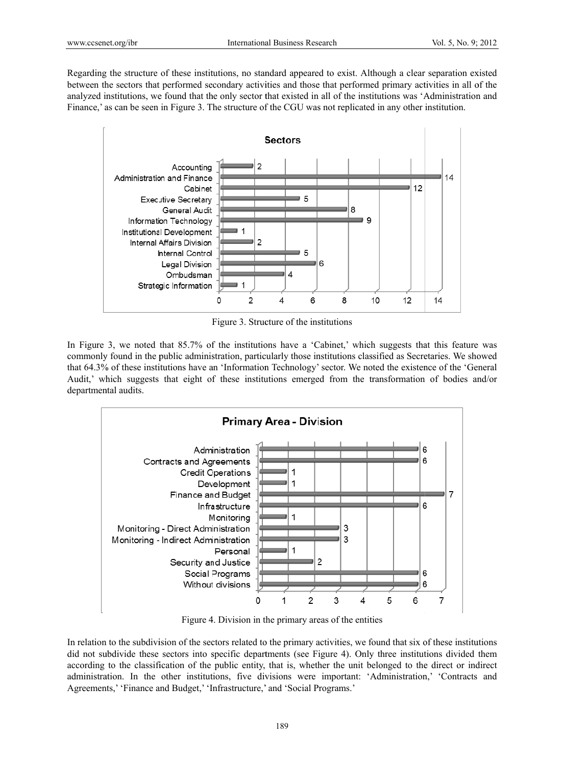Regarding the structure of these institutions, no standard appeared to exist. Although a clear separation existed between the sectors that performed secondary activities and those that performed primary activities in all of the analyzed institutions, we found that the only sector that existed in all of the institutions was 'Administration and Finance,' as can be seen in Figure 3. The structure of the CGU was not replicated in any other institution.

Figure 3. Structure of the institutions

In Figure 3, we noted that 85.7% of the institutions have a 'Cabinet,' which suggests that this feature was commonly found in the public administration, particularly those institutions classified as Secretaries. We showed that 64.3% of these institutions have an 'Information Technology' sector. We noted the existence of the 'General Audit,' which suggests that eight of these institutions emerged from the transformation of bodies and/or departmental audits.

Figure 4. Division in the primary areas of the entities

In relation to the subdivision of the sectors related to the primary activities, we found that six of these institutions did not subdivide these sectors into specific departments (see Figure 4). Only three institutions divided them according to the classification of the public entity, that is, whether the unit belonged to the direct or indirect administration. In the other institutions, five divisions were important: 'Administration,' 'Contracts and Agreements,' 'Finance and Budget,' 'Infrastructure,' and 'Social Programs.'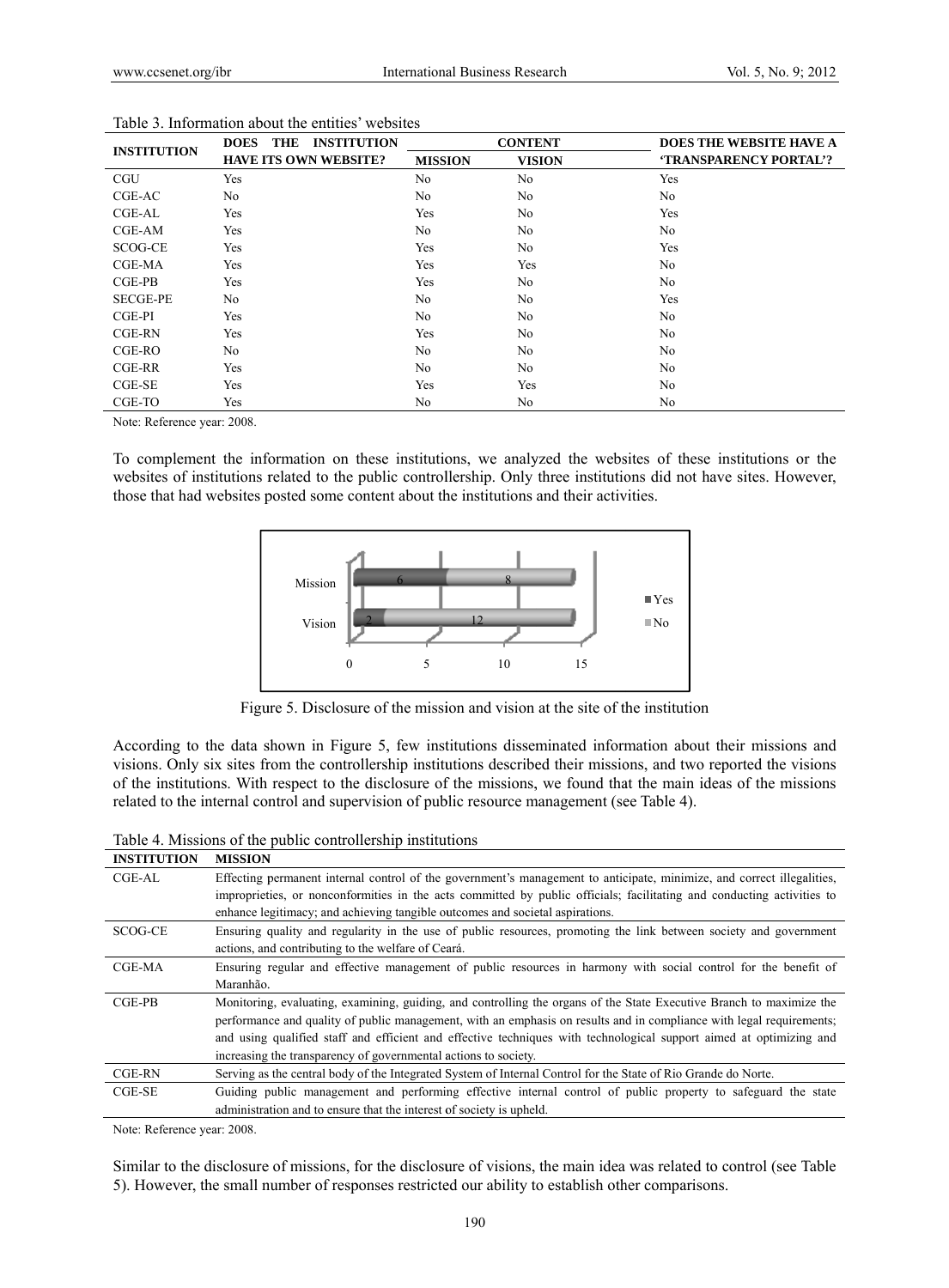Table 3. Information about the entities' websites

| INSTITUTION | DOES THE INSTITUTION HAVE ITS OWN WEBSITE? | CONTENT | | DOES THE WEBSITE HAVE A 'TRANSPARENCY PORTAL'? |
|---|---|---|---|---|
| | | MISSION | VISION | |
| CGU | Yes | No | No | Yes |
| CGE-AC | No | No | No | No |
| CGE-AL | Yes | Yes | No | Yes |
| CGE-AM | Yes | No | No | No |
| SCOG-CE | Yes | Yes | No | Yes |
| CGE-MA | Yes | Yes | Yes | No |
| CGE-PB | Yes | Yes | No | No |
| SECGE-PE | No | No | No | Yes |
| CGE-PI | Yes | No | No | No |
| CGE-RN | Yes | Yes | No | No |
| CGE-RO | No | No | No | No |
| CGE-RR | Yes | No | No | No |
| CGE-SE | Yes | Yes | Yes | No |
| CGE-TO | Yes | No | No | No |

Note: Reference year: 2008.

To complement the information on these institutions, we analyzed the websites of these institutions or the websites of institutions related to the public controllership. Only three institutions did not have sites. However, those that had websites posted some content about the institutions and their activities.

| | Yes | No |
|---|---|---|
| Mission | 6 | 8 |
| Vision | 2 | 12 |

Figure 5. Disclosure of the mission and vision at the site of the institution

According to the data shown in Figure 5, few institutions disseminated information about their missions and visions. Only six sites from the controllership institutions described their missions, and two reported the visions of the institutions. With respect to the disclosure of the missions, we found that the main ideas of the missions related to the internal control and supervision of public resource management (see Table 4).

Table 4. Missions of the public controllership institutions

| INSTITUTION | MISSION |
|---|---|
| CGE-AL | Effecting permanent internal control of the government's management to anticipate, minimize, and correct illegalities, improprieties, or nonconformities in the acts committed by public officials; facilitating and conducting activities to enhance legitimacy; and achieving tangible outcomes and societal aspirations. |
| SCOG-CE | Ensuring quality and regularity in the use of public resources, promoting the link between society and government actions, and contributing to the welfare of Ceará. |
| CGE-MA | Ensuring regular and effective management of public resources in harmony with social control for the benefit of Maranhão. |
| CGE-PB | Monitoring, evaluating, examining, guiding, and controlling the organs of the State Executive Branch to maximize the performance and quality of public management, with an emphasis on results and in compliance with legal requirements; and using qualified staff and efficient and effective techniques with technological support aimed at optimizing and increasing the transparency of governmental actions to society. |
| CGE-RN | Serving as the central body of the Integrated System of Internal Control for the State of Rio Grande do Norte. |
| CGE-SE | Guiding public management and performing effective internal control of public property to safeguard the state administration and to ensure that the interest of society is upheld. |

Note: Reference year: 2008.

Similar to the disclosure of missions, for the disclosure of visions, the main idea was related to control (see Table 5). However, the small number of responses restricted our ability to establish other comparisons.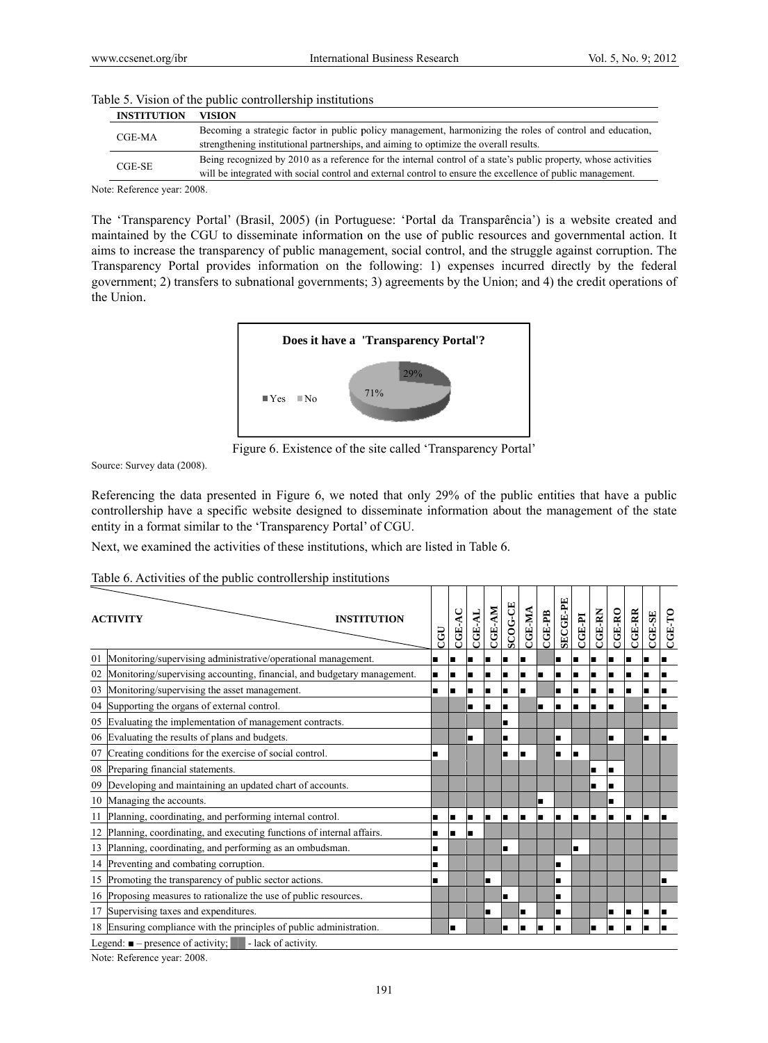Table 5. Vision of the public controllership institutions

| INSTITUTION | VISION |
|---|---|
| CGE-MA | Becoming a strategic factor in public policy management, harmonizing the roles of control and education, strengthening institutional partnerships, and aiming to optimize the overall results. |
| CGE-SE | Being recognized by 2010 as a reference for the internal control of a state's public property, whose activities will be integrated with social control and external control to ensure the excellence of public management. |

Note: Reference year: 2008.

The 'Transparency Portal' (Brasil, 2005) (in Portuguese: 'Portal da Transparência') is a website created and maintained by the CGU to disseminate information on the use of public resources and governmental action. It aims to increase the transparency of public management, social control, and the struggle against corruption. The Transparency Portal provides information on the following: 1) expenses incurred directly by the federal government; 2) transfers to subnational governments; 3) agreements by the Union; and 4) the credit operations of the Union.

Figure 6. Existence of the site called 'Transparency Portal'

Source: Survey data (2008).

Referencing the data presented in Figure 6, we noted that only 29% of the public entities that have a public controllership have a specific website designed to disseminate information about the management of the state entity in a format similar to the 'Transparency Portal' of CGU.

Next, we examined the activities of these institutions, which are listed in Table 6.

Table 6. Activities of the public controllership institutions

| ACTIVITY \ INSTITUTION | CGU | CGE-AC | CGE-AL | CGE-AM | SCOG-CE | CGE-MA | CGE-PB | SECGE-PE | CGE-PI | CGE-RN | CGE-RO | CGE-RR | CGE-SE | CGE-TO |
|---|---|---|---|---|---|---|---|---|---|---|---|---|---|---|
| 01 Monitoring/supervising administrative/operational management. | ■ | ■ | ■ | ■ | ■ | ■ | | ■ | ■ | ■ | ■ | ■ | ■ | ■ |
| 02 Monitoring/supervising accounting, financial, and budgetary management. | ■ | ■ | ■ | ■ | ■ | ■ | ■ | ■ | ■ | ■ | ■ | ■ | ■ | ■ |
| 03 Monitoring/supervising the asset management. | ■ | ■ | ■ | ■ | ■ | ■ | | ■ | ■ | ■ | ■ | ■ | ■ | ■ |
| 04 Supporting the organs of external control. | | | ■ | ■ | ■ | | ■ | ■ | ■ | ■ | ■ | | ■ | ■ |
| 05 Evaluating the implementation of management contracts. | | | | | ■ | | | | | | | | | |
| 06 Evaluating the results of plans and budgets. | | | ■ | | ■ | | | ■ | | | ■ | | ■ | ■ |
| 07 Creating conditions for the exercise of social control. | ■ | | | | ■ | ■ | | ■ | ■ | | | | | |
| 08 Preparing financial statements. | | | | | | | | | | ■ | ■ | | | |
| 09 Developing and maintaining an updated chart of accounts. | | | | | | | | | | ■ | ■ | | | |
| 10 Managing the accounts. | | | | | | | ■ | | | | ■ | | | |
| 11 Planning, coordinating, and performing internal control. | ■ | ■ | ■ | ■ | ■ | ■ | ■ | ■ | ■ | ■ | ■ | ■ | ■ | ■ |
| 12 Planning, coordinating, and executing functions of internal affairs. | ■ | ■ | ■ | | | | | | | | | | | |
| 13 Planning, coordinating, and performing as an ombudsman. | ■ | | | | ■ | | | | ■ | | | | | |
| 14 Preventing and combating corruption. | ■ | | | | | | | ■ | | | | | | |
| 15 Promoting the transparency of public sector actions. | ■ | | | ■ | | | | ■ | | | | | | ■ |
| 16 Proposing measures to rationalize the use of public resources. | | | | | ■ | | | ■ | | | | | | |
| 17 Supervising taxes and expenditures. | | | | ■ | | ■ | | ■ | | | ■ | ■ | ■ | ■ |
| 18 Ensuring compliance with the principles of public administration. | | ■ | | | ■ | ■ | ■ | ■ | | ■ | ■ | ■ | ■ | ■ |

Legend: ■ – presence of activity; ▒ - lack of activity.

Note: Reference year: 2008.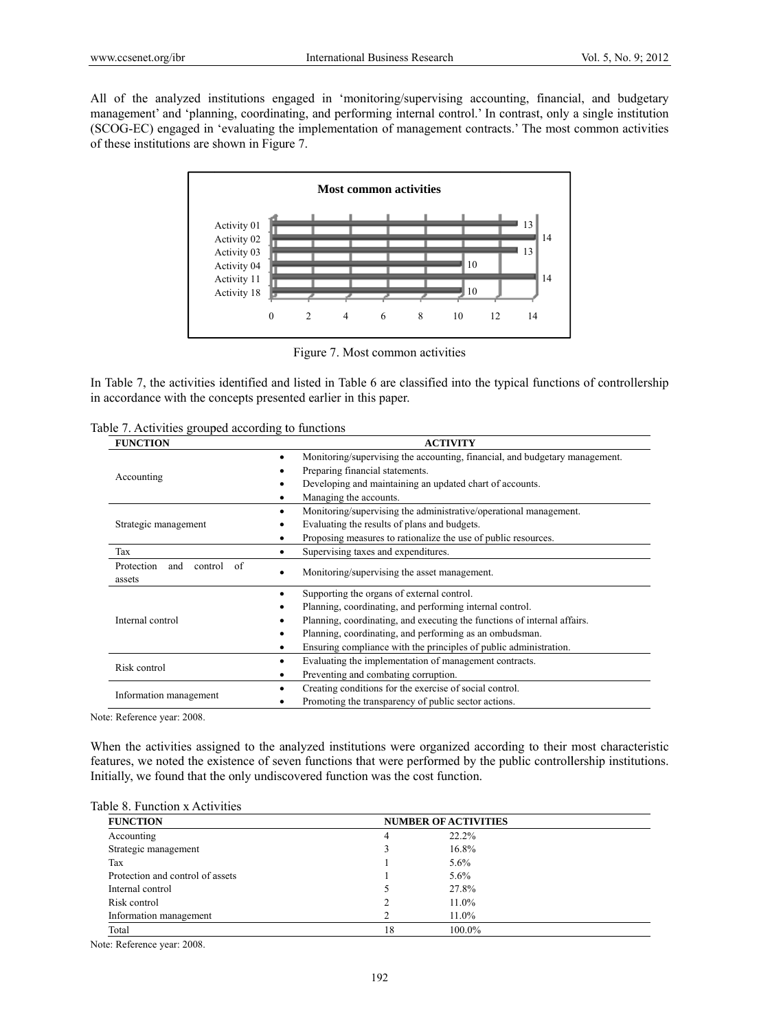All of the analyzed institutions engaged in 'monitoring/supervising accounting, financial, and budgetary management' and 'planning, coordinating, and performing internal control.' In contrast, only a single institution (SCOG-EC) engaged in 'evaluating the implementation of management contracts.' The most common activities of these institutions are shown in Figure 7.

| Most common activities | |
|---|---|
| Activity 01 | 13 |
| Activity 02 | 14 |
| Activity 03 | 13 |
| Activity 04 | 10 |
| Activity 11 | 14 |
| Activity 18 | 10 |

Figure 7. Most common activities

In Table 7, the activities identified and listed in Table 6 are classified into the typical functions of controllership in accordance with the concepts presented earlier in this paper.

Table 7. Activities grouped according to functions

| FUNCTION | ACTIVITY |
|---|---|
| Accounting | • Monitoring/supervising the accounting, financial, and budgetary management.<br>• Preparing financial statements.<br>• Developing and maintaining an updated chart of accounts.<br>• Managing the accounts. |
| Strategic management | • Monitoring/supervising the administrative/operational management.<br>• Evaluating the results of plans and budgets.<br>• Proposing measures to rationalize the use of public resources. |
| Tax | • Supervising taxes and expenditures. |
| Protection and control of assets | • Monitoring/supervising the asset management. |
| Internal control | • Supporting the organs of external control.<br>• Planning, coordinating, and performing internal control.<br>• Planning, coordinating, and executing the functions of internal affairs.<br>• Planning, coordinating, and performing as an ombudsman.<br>• Ensuring compliance with the principles of public administration. |
| Risk control | • Evaluating the implementation of management contracts.<br>• Preventing and combating corruption. |
| Information management | • Creating conditions for the exercise of social control.<br>• Promoting the transparency of public sector actions. |

Note: Reference year: 2008.

When the activities assigned to the analyzed institutions were organized according to their most characteristic features, we noted the existence of seven functions that were performed by the public controllership institutions. Initially, we found that the only undiscovered function was the cost function.

Table 8. Function x Activities

| FUNCTION | NUMBER OF ACTIVITIES | |
|---|---|---|
| Accounting | 4 | 22.2% |
| Strategic management | 3 | 16.8% |
| Tax | 1 | 5.6% |
| Protection and control of assets | 1 | 5.6% |
| Internal control | 5 | 27.8% |
| Risk control | 2 | 11.0% |
| Information management | 2 | 11.0% |
| Total | 18 | 100.0% |

Note: Reference year: 2008.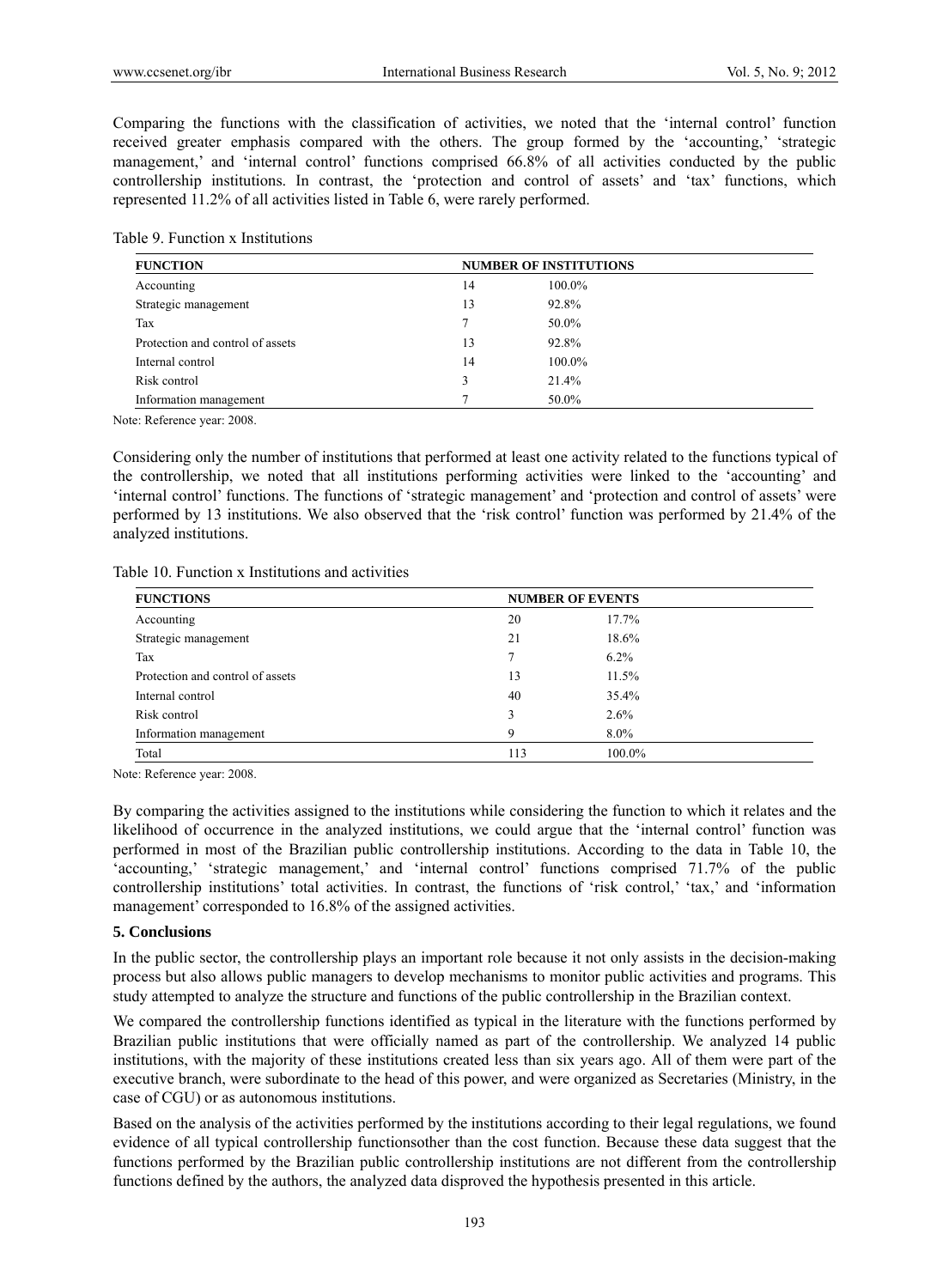Comparing the functions with the classification of activities, we noted that the 'internal control' function received greater emphasis compared with the others. The group formed by the 'accounting,' 'strategic management,' and 'internal control' functions comprised 66.8% of all activities conducted by the public controllership institutions. In contrast, the 'protection and control of assets' and 'tax' functions, which represented 11.2% of all activities listed in Table 6, were rarely performed.

Table 9. Function x Institutions

| FUNCTION | NUMBER OF INSTITUTIONS | |
|---|---|---|
| Accounting | 14 | 100.0% |
| Strategic management | 13 | 92.8% |
| Tax | 7 | 50.0% |
| Protection and control of assets | 13 | 92.8% |
| Internal control | 14 | 100.0% |
| Risk control | 3 | 21.4% |
| Information management | 7 | 50.0% |

Note: Reference year: 2008.

Considering only the number of institutions that performed at least one activity related to the functions typical of the controllership, we noted that all institutions performing activities were linked to the 'accounting' and 'internal control' functions. The functions of 'strategic management' and 'protection and control of assets' were performed by 13 institutions. We also observed that the 'risk control' function was performed by 21.4% of the analyzed institutions.

Table 10. Function x Institutions and activities

| FUNCTIONS | NUMBER OF EVENTS | |
|---|---|---|
| Accounting | 20 | 17.7% |
| Strategic management | 21 | 18.6% |
| Tax | 7 | 6.2% |
| Protection and control of assets | 13 | 11.5% |
| Internal control | 40 | 35.4% |
| Risk control | 3 | 2.6% |
| Information management | 9 | 8.0% |
| Total | 113 | 100.0% |

Note: Reference year: 2008.

By comparing the activities assigned to the institutions while considering the function to which it relates and the likelihood of occurrence in the analyzed institutions, we could argue that the 'internal control' function was performed in most of the Brazilian public controllership institutions. According to the data in Table 10, the 'accounting,' 'strategic management,' and 'internal control' functions comprised 71.7% of the public controllership institutions' total activities. In contrast, the functions of 'risk control,' 'tax,' and 'information management' corresponded to 16.8% of the assigned activities.

## 5. Conclusions

In the public sector, the controllership plays an important role because it not only assists in the decision-making process but also allows public managers to develop mechanisms to monitor public activities and programs. This study attempted to analyze the structure and functions of the public controllership in the Brazilian context.

We compared the controllership functions identified as typical in the literature with the functions performed by Brazilian public institutions that were officially named as part of the controllership. We analyzed 14 public institutions, with the majority of these institutions created less than six years ago. All of them were part of the executive branch, were subordinate to the head of this power, and were organized as Secretaries (Ministry, in the case of CGU) or as autonomous institutions.

Based on the analysis of the activities performed by the institutions according to their legal regulations, we found evidence of all typical controllership functionsother than the cost function. Because these data suggest that the functions performed by the Brazilian public controllership institutions are not different from the controllership functions defined by the authors, the analyzed data disproved the hypothesis presented in this article.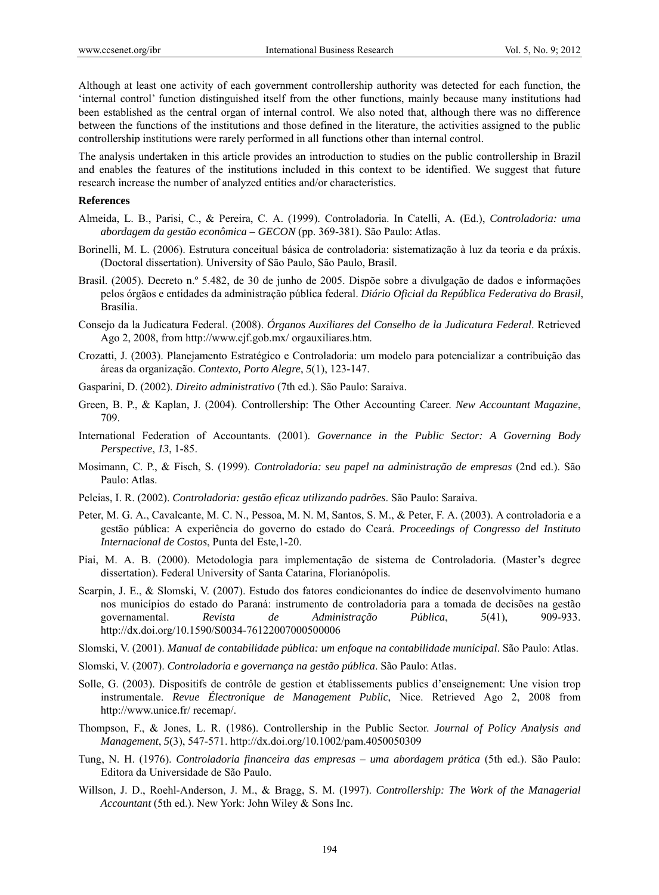Although at least one activity of each government controllership authority was detected for each function, the 'internal control' function distinguished itself from the other functions, mainly because many institutions had been established as the central organ of internal control. We also noted that, although there was no difference between the functions of the institutions and those defined in the literature, the activities assigned to the public controllership institutions were rarely performed in all functions other than internal control.

The analysis undertaken in this article provides an introduction to studies on the public controllership in Brazil and enables the features of the institutions included in this context to be identified. We suggest that future research increase the number of analyzed entities and/or characteristics.

**References**

Almeida, L. B., Parisi, C., & Pereira, C. A. (1999). Controladoria. In Catelli, A. (Ed.), *Controladoria: uma abordagem da gestão econômica – GECON* (pp. 369-381). São Paulo: Atlas.

Borinelli, M. L. (2006). Estrutura conceitual básica de controladoria: sistematização à luz da teoria e da práxis. (Doctoral dissertation). University of São Paulo, São Paulo, Brasil.

Brasil. (2005). Decreto n.º 5.482, de 30 de junho de 2005. Dispõe sobre a divulgação de dados e informações pelos órgãos e entidades da administração pública federal. *Diário Oficial da República Federativa do Brasil*, Brasília.

Consejo da la Judicatura Federal. (2008). *Órganos Auxiliares del Conselho de la Judicatura Federal*. Retrieved Ago 2, 2008, from http://www.cjf.gob.mx/ orgauxiliares.htm.

Crozatti, J. (2003). Planejamento Estratégico e Controladoria: um modelo para potencializar a contribuição das áreas da organização. *Contexto, Porto Alegre*, *5*(1), 123-147.

Gasparini, D. (2002). *Direito administrativo* (7th ed.). São Paulo: Saraiva.

Green, B. P., & Kaplan, J. (2004). Controllership: The Other Accounting Career. *New Accountant Magazine*, 709.

International Federation of Accountants. (2001). *Governance in the Public Sector: A Governing Body Perspective*, *13*, 1-85.

Mosimann, C. P., & Fisch, S. (1999). *Controladoria: seu papel na administração de empresas* (2nd ed.). São Paulo: Atlas.

Peleias, I. R. (2002). *Controladoria: gestão eficaz utilizando padrões*. São Paulo: Saraiva.

Peter, M. G. A., Cavalcante, M. C. N., Pessoa, M. N. M, Santos, S. M., & Peter, F. A. (2003). A controladoria e a gestão pública: A experiência do governo do estado do Ceará. *Proceedings of Congresso del Instituto Internacional de Costos*, Punta del Este,1-20.

Piai, M. A. B. (2000). Metodologia para implementação de sistema de Controladoria. (Master's degree dissertation). Federal University of Santa Catarina, Florianópolis.

Scarpin, J. E., & Slomski, V. (2007). Estudo dos fatores condicionantes do índice de desenvolvimento humano nos municípios do estado do Paraná: instrumento de controladoria para a tomada de decisões na gestão governamental. *Revista de Administração Pública*, *5*(41), 909-933. http://dx.doi.org/10.1590/S0034-76122007000500006

Slomski, V. (2001). *Manual de contabilidade pública: um enfoque na contabilidade municipal*. São Paulo: Atlas.

Slomski, V. (2007). *Controladoria e governança na gestão pública*. São Paulo: Atlas.

Solle, G. (2003). Dispositifs de contrôle de gestion et établissements publics d'enseignement: Une vision trop instrumentale. *Revue Électronique de Management Public*, Nice. Retrieved Ago 2, 2008 from http://www.unice.fr/ recemap/.

Thompson, F., & Jones, L. R. (1986). Controllership in the Public Sector. *Journal of Policy Analysis and Management*, *5*(3), 547-571. http://dx.doi.org/10.1002/pam.4050050309

Tung, N. H. (1976). *Controladoria financeira das empresas – uma abordagem prática* (5th ed.). São Paulo: Editora da Universidade de São Paulo.

Willson, J. D., Roehl-Anderson, J. M., & Bragg, S. M. (1997). *Controllership: The Work of the Managerial Accountant* (5th ed.). New York: John Wiley & Sons Inc.